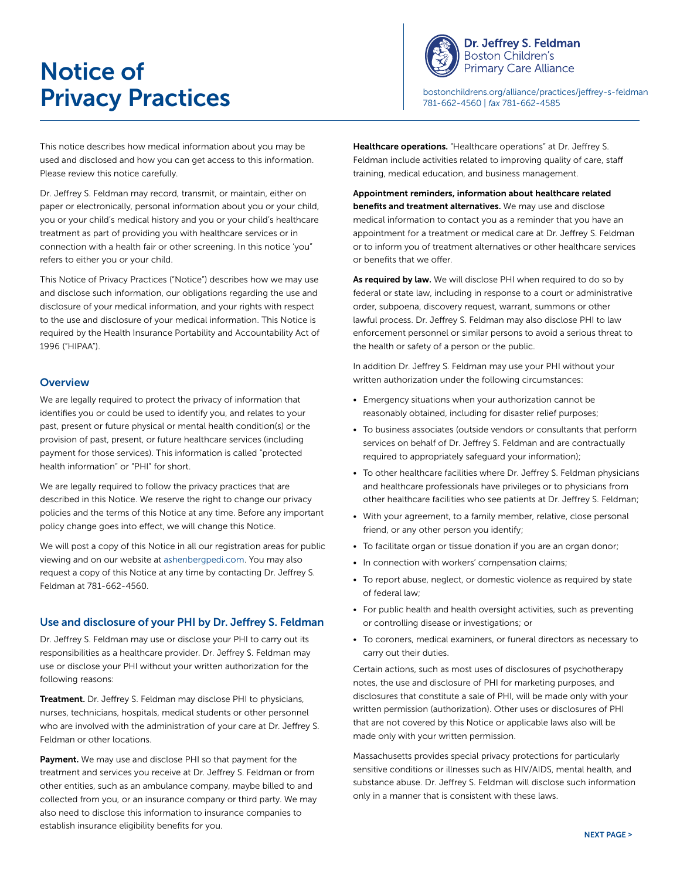# Notice of Privacy Practices

**Dr. Jeffrey S. Feldman**
Boston Children's
Primary Care Alliance

bostonchildrens.org/alliance/practices/jeffrey-s-feldman
781-662-4560 | *fax* 781-662-4585

This notice describes how medical information about you may be used and disclosed and how you can get access to this information. Please review this notice carefully.

Dr. Jeffrey S. Feldman may record, transmit, or maintain, either on paper or electronically, personal information about you or your child, you or your child's medical history and you or your child's healthcare treatment as part of providing you with healthcare services or in connection with a health fair or other screening. In this notice 'you' refers to either you or your child.

This Notice of Privacy Practices ("Notice") describes how we may use and disclose such information, our obligations regarding the use and disclosure of your medical information, and your rights with respect to the use and disclosure of your medical information. This Notice is required by the Health Insurance Portability and Accountability Act of 1996 ("HIPAA").

## Overview

We are legally required to protect the privacy of information that identifies you or could be used to identify you, and relates to your past, present or future physical or mental health condition(s) or the provision of past, present, or future healthcare services (including payment for those services). This information is called "protected health information" or "PHI" for short.

We are legally required to follow the privacy practices that are described in this Notice. We reserve the right to change our privacy policies and the terms of this Notice at any time. Before any important policy change goes into effect, we will change this Notice.

We will post a copy of this Notice in all our registration areas for public viewing and on our website at ashenbergpedi.com. You may also request a copy of this Notice at any time by contacting Dr. Jeffrey S. Feldman at 781-662-4560.

## Use and disclosure of your PHI by Dr. Jeffrey S. Feldman

Dr. Jeffrey S. Feldman may use or disclose your PHI to carry out its responsibilities as a healthcare provider. Dr. Jeffrey S. Feldman may use or disclose your PHI without your written authorization for the following reasons:

**Treatment.** Dr. Jeffrey S. Feldman may disclose PHI to physicians, nurses, technicians, hospitals, medical students or other personnel who are involved with the administration of your care at Dr. Jeffrey S. Feldman or other locations.

**Payment.** We may use and disclose PHI so that payment for the treatment and services you receive at Dr. Jeffrey S. Feldman or from other entities, such as an ambulance company, maybe billed to and collected from you, or an insurance company or third party. We may also need to disclose this information to insurance companies to establish insurance eligibility benefits for you.

**Healthcare operations.** "Healthcare operations" at Dr. Jeffrey S. Feldman include activities related to improving quality of care, staff training, medical education, and business management.

**Appointment reminders, information about healthcare related benefits and treatment alternatives.** We may use and disclose medical information to contact you as a reminder that you have an appointment for a treatment or medical care at Dr. Jeffrey S. Feldman or to inform you of treatment alternatives or other healthcare services or benefits that we offer.

**As required by law.** We will disclose PHI when required to do so by federal or state law, including in response to a court or administrative order, subpoena, discovery request, warrant, summons or other lawful process. Dr. Jeffrey S. Feldman may also disclose PHI to law enforcement personnel or similar persons to avoid a serious threat to the health or safety of a person or the public.

In addition Dr. Jeffrey S. Feldman may use your PHI without your written authorization under the following circumstances:

- Emergency situations when your authorization cannot be reasonably obtained, including for disaster relief purposes;
- To business associates (outside vendors or consultants that perform services on behalf of Dr. Jeffrey S. Feldman and are contractually required to appropriately safeguard your information);
- To other healthcare facilities where Dr. Jeffrey S. Feldman physicians and healthcare professionals have privileges or to physicians from other healthcare facilities who see patients at Dr. Jeffrey S. Feldman;
- With your agreement, to a family member, relative, close personal friend, or any other person you identify;
- To facilitate organ or tissue donation if you are an organ donor;
- In connection with workers' compensation claims;
- To report abuse, neglect, or domestic violence as required by state of federal law;
- For public health and health oversight activities, such as preventing or controlling disease or investigations; or
- To coroners, medical examiners, or funeral directors as necessary to carry out their duties.

Certain actions, such as most uses of disclosures of psychotherapy notes, the use and disclosure of PHI for marketing purposes, and disclosures that constitute a sale of PHI, will be made only with your written permission (authorization). Other uses or disclosures of PHI that are not covered by this Notice or applicable laws also will be made only with your written permission.

Massachusetts provides special privacy protections for particularly sensitive conditions or illnesses such as HIV/AIDS, mental health, and substance abuse. Dr. Jeffrey S. Feldman will disclose such information only in a manner that is consistent with these laws.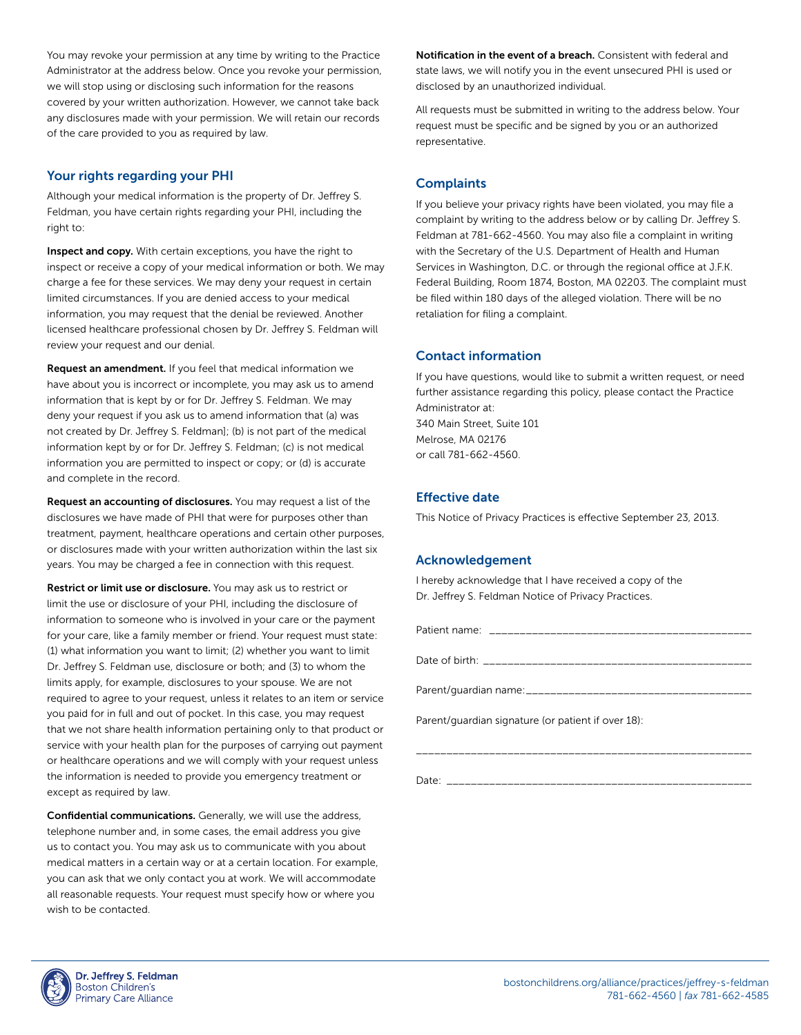You may revoke your permission at any time by writing to the Practice Administrator at the address below. Once you revoke your permission, we will stop using or disclosing such information for the reasons covered by your written authorization. However, we cannot take back any disclosures made with your permission. We will retain our records of the care provided to you as required by law.

## Your rights regarding your PHI

Although your medical information is the property of Dr. Jeffrey S. Feldman, you have certain rights regarding your PHI, including the right to:

**Inspect and copy.** With certain exceptions, you have the right to inspect or receive a copy of your medical information or both. We may charge a fee for these services. We may deny your request in certain limited circumstances. If you are denied access to your medical information, you may request that the denial be reviewed. Another licensed healthcare professional chosen by Dr. Jeffrey S. Feldman will review your request and our denial.

**Request an amendment.** If you feel that medical information we have about you is incorrect or incomplete, you may ask us to amend information that is kept by or for Dr. Jeffrey S. Feldman. We may deny your request if you ask us to amend information that (a) was not created by Dr. Jeffrey S. Feldman]; (b) is not part of the medical information kept by or for Dr. Jeffrey S. Feldman; (c) is not medical information you are permitted to inspect or copy; or (d) is accurate and complete in the record.

**Request an accounting of disclosures.** You may request a list of the disclosures we have made of PHI that were for purposes other than treatment, payment, healthcare operations and certain other purposes, or disclosures made with your written authorization within the last six years. You may be charged a fee in connection with this request.

**Restrict or limit use or disclosure.** You may ask us to restrict or limit the use or disclosure of your PHI, including the disclosure of information to someone who is involved in your care or the payment for your care, like a family member or friend. Your request must state: (1) what information you want to limit; (2) whether you want to limit Dr. Jeffrey S. Feldman use, disclosure or both; and (3) to whom the limits apply, for example, disclosures to your spouse. We are not required to agree to your request, unless it relates to an item or service you paid for in full and out of pocket. In this case, you may request that we not share health information pertaining only to that product or service with your health plan for the purposes of carrying out payment or healthcare operations and we will comply with your request unless the information is needed to provide you emergency treatment or except as required by law.

**Confidential communications.** Generally, we will use the address, telephone number and, in some cases, the email address you give us to contact you. You may ask us to communicate with you about medical matters in a certain way or at a certain location. For example, you can ask that we only contact you at work. We will accommodate all reasonable requests. Your request must specify how or where you wish to be contacted.

**Notification in the event of a breach.** Consistent with federal and state laws, we will notify you in the event unsecured PHI is used or disclosed by an unauthorized individual.

All requests must be submitted in writing to the address below. Your request must be specific and be signed by you or an authorized representative.

## Complaints

If you believe your privacy rights have been violated, you may file a complaint by writing to the address below or by calling Dr. Jeffrey S. Feldman at 781-662-4560. You may also file a complaint in writing with the Secretary of the U.S. Department of Health and Human Services in Washington, D.C. or through the regional office at J.F.K. Federal Building, Room 1874, Boston, MA 02203. The complaint must be filed within 180 days of the alleged violation. There will be no retaliation for filing a complaint.

## Contact information

If you have questions, would like to submit a written request, or need further assistance regarding this policy, please contact the Practice Administrator at:
340 Main Street, Suite 101
Melrose, MA 02176
or call 781-662-4560.

## Effective date

This Notice of Privacy Practices is effective September 23, 2013.

## Acknowledgement

I hereby acknowledge that I have received a copy of the Dr. Jeffrey S. Feldman Notice of Privacy Practices.

Patient name: ___________________________________________

Date of birth: ___________________________________________

Parent/guardian name: ___________________________________________

Parent/guardian signature (or patient if over 18):

___________________________________________

Date: ___________________________________________